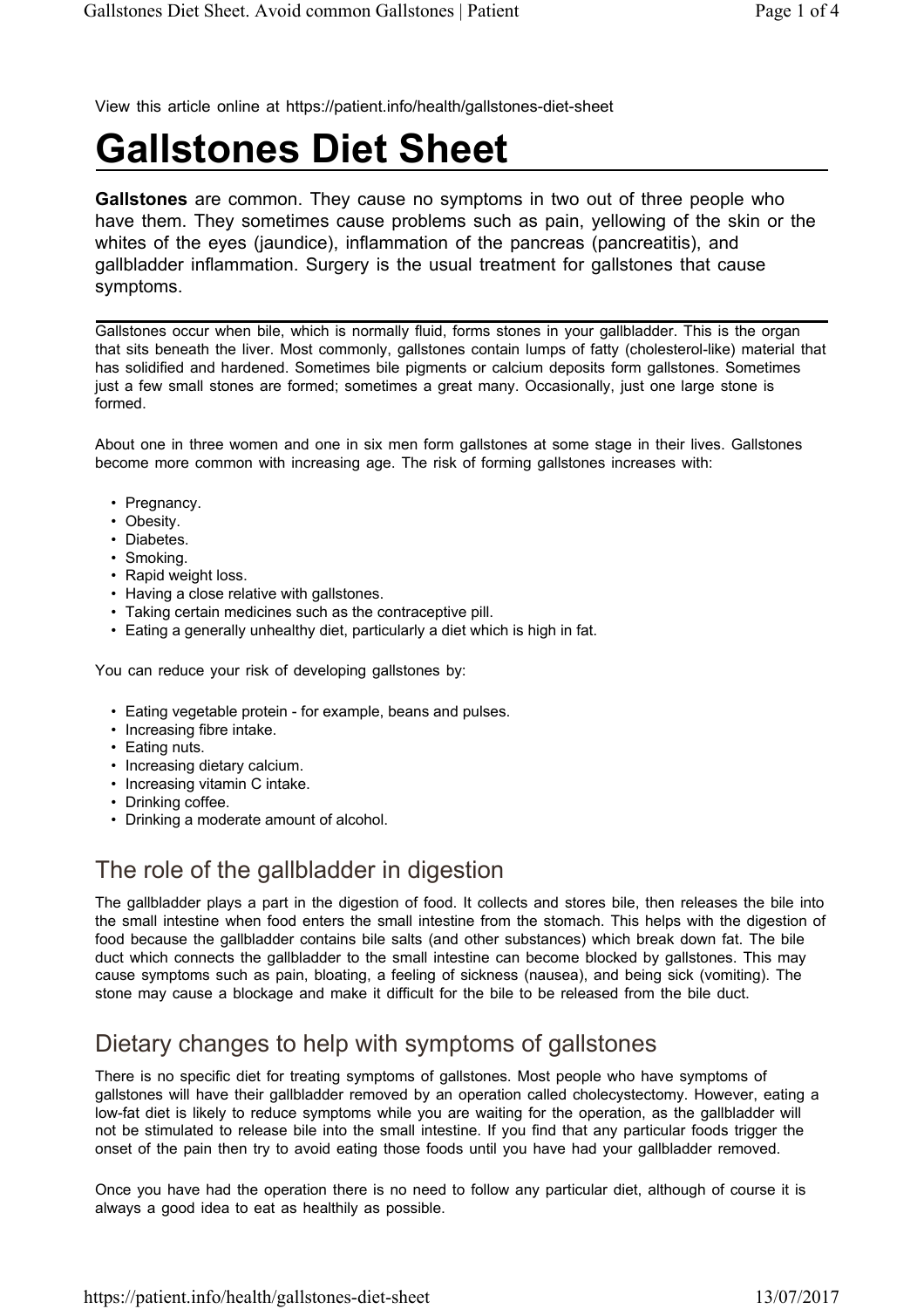View this article online at https://patient.info/health/gallstones-diet-sheet

# Gallstones Diet Sheet

**Gallstones** are common. They cause no symptoms in two out of three people who have them. They sometimes cause problems such as pain, yellowing of the skin or the whites of the eyes (jaundice), inflammation of the pancreas (pancreatitis), and gallbladder inflammation. Surgery is the usual treatment for gallstones that cause symptoms.

---

Gallstones occur when bile, which is normally fluid, forms stones in your gallbladder. This is the organ that sits beneath the liver. Most commonly, gallstones contain lumps of fatty (cholesterol-like) material that has solidified and hardened. Sometimes bile pigments or calcium deposits form gallstones. Sometimes just a few small stones are formed; sometimes a great many. Occasionally, just one large stone is formed.

About one in three women and one in six men form gallstones at some stage in their lives. Gallstones become more common with increasing age. The risk of forming gallstones increases with:

- Pregnancy.
- Obesity.
- Diabetes.
- Smoking.
- Rapid weight loss.
- Having a close relative with gallstones.
- Taking certain medicines such as the contraceptive pill.
- Eating a generally unhealthy diet, particularly a diet which is high in fat.

You can reduce your risk of developing gallstones by:

- Eating vegetable protein - for example, beans and pulses.
- Increasing fibre intake.
- Eating nuts.
- Increasing dietary calcium.
- Increasing vitamin C intake.
- Drinking coffee.
- Drinking a moderate amount of alcohol.

## The role of the gallbladder in digestion

The gallbladder plays a part in the digestion of food. It collects and stores bile, then releases the bile into the small intestine when food enters the small intestine from the stomach. This helps with the digestion of food because the gallbladder contains bile salts (and other substances) which break down fat. The bile duct which connects the gallbladder to the small intestine can become blocked by gallstones. This may cause symptoms such as pain, bloating, a feeling of sickness (nausea), and being sick (vomiting). The stone may cause a blockage and make it difficult for the bile to be released from the bile duct.

## Dietary changes to help with symptoms of gallstones

There is no specific diet for treating symptoms of gallstones. Most people who have symptoms of gallstones will have their gallbladder removed by an operation called cholecystectomy. However, eating a low-fat diet is likely to reduce symptoms while you are waiting for the operation, as the gallbladder will not be stimulated to release bile into the small intestine. If you find that any particular foods trigger the onset of the pain then try to avoid eating those foods until you have had your gallbladder removed.

Once you have had the operation there is no need to follow any particular diet, although of course it is always a good idea to eat as healthily as possible.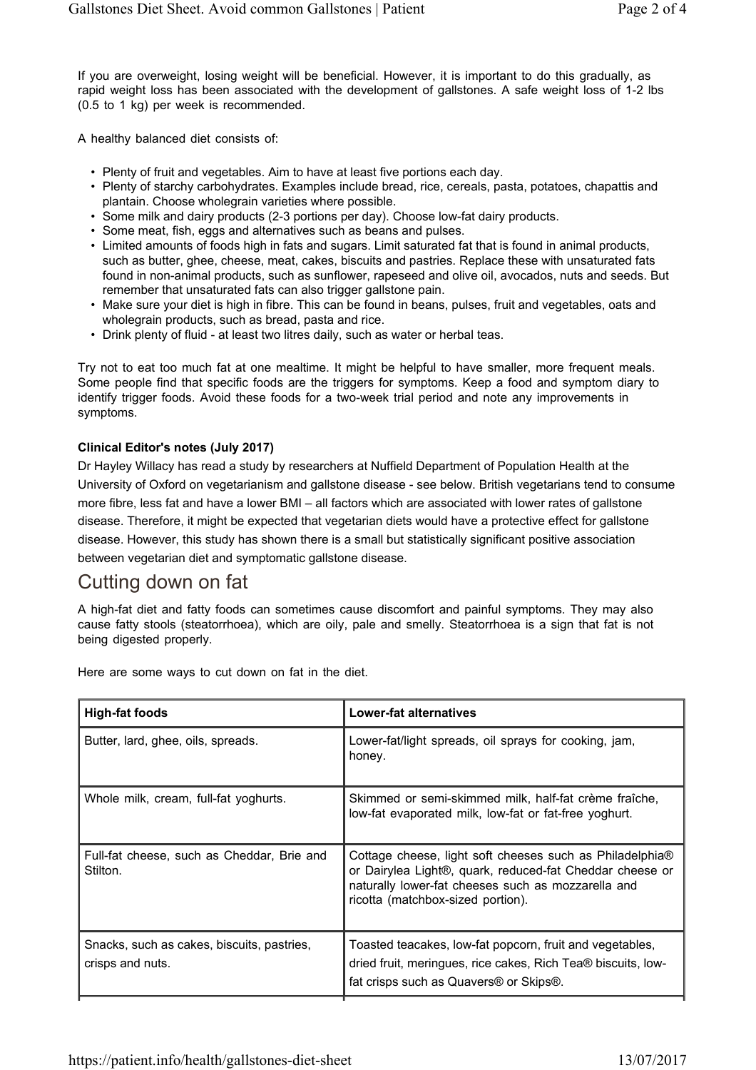If you are overweight, losing weight will be beneficial. However, it is important to do this gradually, as rapid weight loss has been associated with the development of gallstones. A safe weight loss of 1-2 lbs (0.5 to 1 kg) per week is recommended.

A healthy balanced diet consists of:

- Plenty of fruit and vegetables. Aim to have at least five portions each day.
- Plenty of starchy carbohydrates. Examples include bread, rice, cereals, pasta, potatoes, chapattis and plantain. Choose wholegrain varieties where possible.
- Some milk and dairy products (2-3 portions per day). Choose low-fat dairy products.
- Some meat, fish, eggs and alternatives such as beans and pulses.
- Limited amounts of foods high in fats and sugars. Limit saturated fat that is found in animal products, such as butter, ghee, cheese, meat, cakes, biscuits and pastries. Replace these with unsaturated fats found in non-animal products, such as sunflower, rapeseed and olive oil, avocados, nuts and seeds. But remember that unsaturated fats can also trigger gallstone pain.
- Make sure your diet is high in fibre. This can be found in beans, pulses, fruit and vegetables, oats and wholegrain products, such as bread, pasta and rice.
- Drink plenty of fluid - at least two litres daily, such as water or herbal teas.

Try not to eat too much fat at one mealtime. It might be helpful to have smaller, more frequent meals. Some people find that specific foods are the triggers for symptoms. Keep a food and symptom diary to identify trigger foods. Avoid these foods for a two-week trial period and note any improvements in symptoms.

**Clinical Editor's notes (July 2017)**

Dr Hayley Willacy has read a study by researchers at Nuffield Department of Population Health at the University of Oxford on vegetarianism and gallstone disease - see below. British vegetarians tend to consume more fibre, less fat and have a lower BMI – all factors which are associated with lower rates of gallstone disease. Therefore, it might be expected that vegetarian diets would have a protective effect for gallstone disease. However, this study has shown there is a small but statistically significant positive association between vegetarian diet and symptomatic gallstone disease.

## Cutting down on fat

A high-fat diet and fatty foods can sometimes cause discomfort and painful symptoms. They may also cause fatty stools (steatorrhoea), which are oily, pale and smelly. Steatorrhoea is a sign that fat is not being digested properly.

Here are some ways to cut down on fat in the diet.

| High-fat foods | Lower-fat alternatives |
|---|---|
| Butter, lard, ghee, oils, spreads. | Lower-fat/light spreads, oil sprays for cooking, jam, honey. |
| Whole milk, cream, full-fat yoghurts. | Skimmed or semi-skimmed milk, half-fat crème fraîche, low-fat evaporated milk, low-fat or fat-free yoghurt. |
| Full-fat cheese, such as Cheddar, Brie and Stilton. | Cottage cheese, light soft cheeses such as Philadelphia® or Dairylea Light®, quark, reduced-fat Cheddar cheese or naturally lower-fat cheeses such as mozzarella and ricotta (matchbox-sized portion). |
| Snacks, such as cakes, biscuits, pastries, crisps and nuts. | Toasted teacakes, low-fat popcorn, fruit and vegetables, dried fruit, meringues, rice cakes, Rich Tea® biscuits, low-fat crisps such as Quavers® or Skips®. |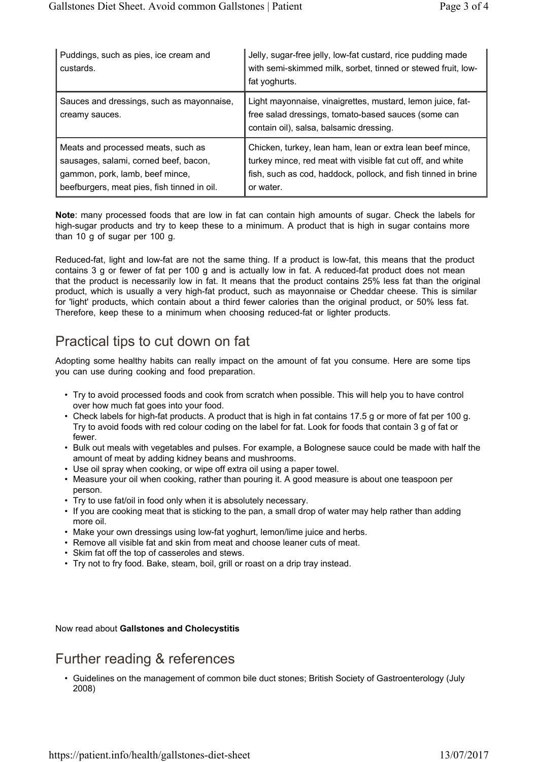| | |
|---|---|
| Puddings, such as pies, ice cream and custards. | Jelly, sugar-free jelly, low-fat custard, rice pudding made with semi-skimmed milk, sorbet, tinned or stewed fruit, low-fat yoghurts. |
| Sauces and dressings, such as mayonnaise, creamy sauces. | Light mayonnaise, vinaigrettes, mustard, lemon juice, fat-free salad dressings, tomato-based sauces (some can contain oil), salsa, balsamic dressing. |
| Meats and processed meats, such as sausages, salami, corned beef, bacon, gammon, pork, lamb, beef mince, beefburgers, meat pies, fish tinned in oil. | Chicken, turkey, lean ham, lean or extra lean beef mince, turkey mince, red meat with visible fat cut off, and white fish, such as cod, haddock, pollock, and fish tinned in brine or water. |

**Note**: many processed foods that are low in fat can contain high amounts of sugar. Check the labels for high-sugar products and try to keep these to a minimum. A product that is high in sugar contains more than 10 g of sugar per 100 g.

Reduced-fat, light and low-fat are not the same thing. If a product is low-fat, this means that the product contains 3 g or fewer of fat per 100 g and is actually low in fat. A reduced-fat product does not mean that the product is necessarily low in fat. It means that the product contains 25% less fat than the original product, which is usually a very high-fat product, such as mayonnaise or Cheddar cheese. This is similar for 'light' products, which contain about a third fewer calories than the original product, or 50% less fat. Therefore, keep these to a minimum when choosing reduced-fat or lighter products.

## Practical tips to cut down on fat

Adopting some healthy habits can really impact on the amount of fat you consume. Here are some tips you can use during cooking and food preparation.

- Try to avoid processed foods and cook from scratch when possible. This will help you to have control over how much fat goes into your food.
- Check labels for high-fat products. A product that is high in fat contains 17.5 g or more of fat per 100 g. Try to avoid foods with red colour coding on the label for fat. Look for foods that contain 3 g of fat or fewer.
- Bulk out meals with vegetables and pulses. For example, a Bolognese sauce could be made with half the amount of meat by adding kidney beans and mushrooms.
- Use oil spray when cooking, or wipe off extra oil using a paper towel.
- Measure your oil when cooking, rather than pouring it. A good measure is about one teaspoon per person.
- Try to use fat/oil in food only when it is absolutely necessary.
- If you are cooking meat that is sticking to the pan, a small drop of water may help rather than adding more oil.
- Make your own dressings using low-fat yoghurt, lemon/lime juice and herbs.
- Remove all visible fat and skin from meat and choose leaner cuts of meat.
- Skim fat off the top of casseroles and stews.
- Try not to fry food. Bake, steam, boil, grill or roast on a drip tray instead.

Now read about **Gallstones and Cholecystitis**

## Further reading & references

- Guidelines on the management of common bile duct stones; British Society of Gastroenterology (July 2008)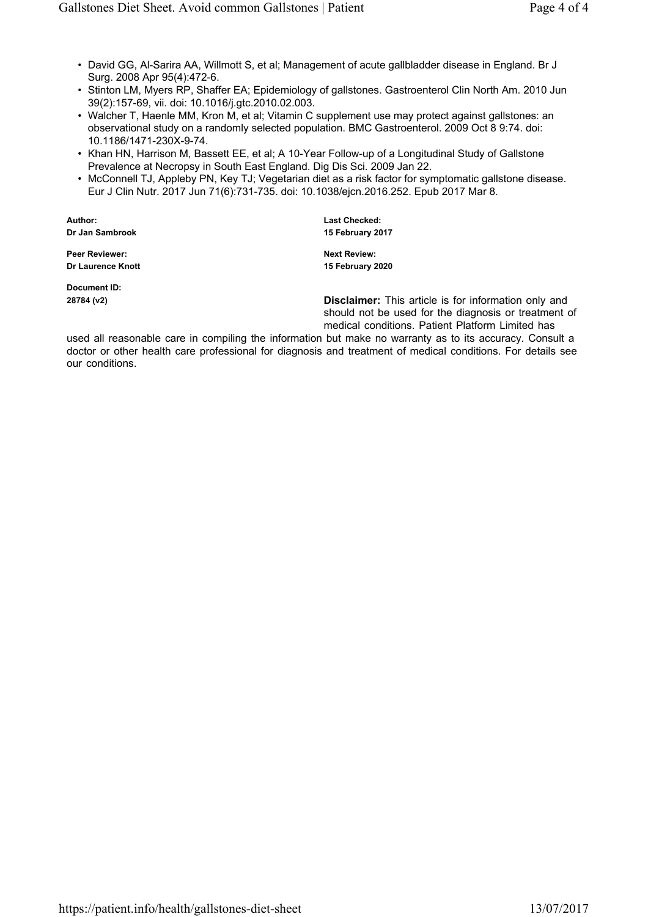- David GG, Al-Sarira AA, Willmott S, et al; Management of acute gallbladder disease in England. Br J Surg. 2008 Apr 95(4):472-6.
- Stinton LM, Myers RP, Shaffer EA; Epidemiology of gallstones. Gastroenterol Clin North Am. 2010 Jun 39(2):157-69, vii. doi: 10.1016/j.gtc.2010.02.003.
- Walcher T, Haenle MM, Kron M, et al; Vitamin C supplement use may protect against gallstones: an observational study on a randomly selected population. BMC Gastroenterol. 2009 Oct 8 9:74. doi: 10.1186/1471-230X-9-74.
- Khan HN, Harrison M, Bassett EE, et al; A 10-Year Follow-up of a Longitudinal Study of Gallstone Prevalence at Necropsy in South East England. Dig Dis Sci. 2009 Jan 22.
- McConnell TJ, Appleby PN, Key TJ; Vegetarian diet as a risk factor for symptomatic gallstone disease. Eur J Clin Nutr. 2017 Jun 71(6):731-735. doi: 10.1038/ejcn.2016.252. Epub 2017 Mar 8.

**Author:**
**Dr Jan Sambrook**

**Peer Reviewer:**
**Dr Laurence Knott**

**Document ID:**
**28784 (v2)**

**Last Checked:**
**15 February 2017**

**Next Review:**
**15 February 2020**

**Disclaimer:** This article is for information only and should not be used for the diagnosis or treatment of medical conditions. Patient Platform Limited has used all reasonable care in compiling the information but make no warranty as to its accuracy. Consult a doctor or other health care professional for diagnosis and treatment of medical conditions. For details see our conditions.